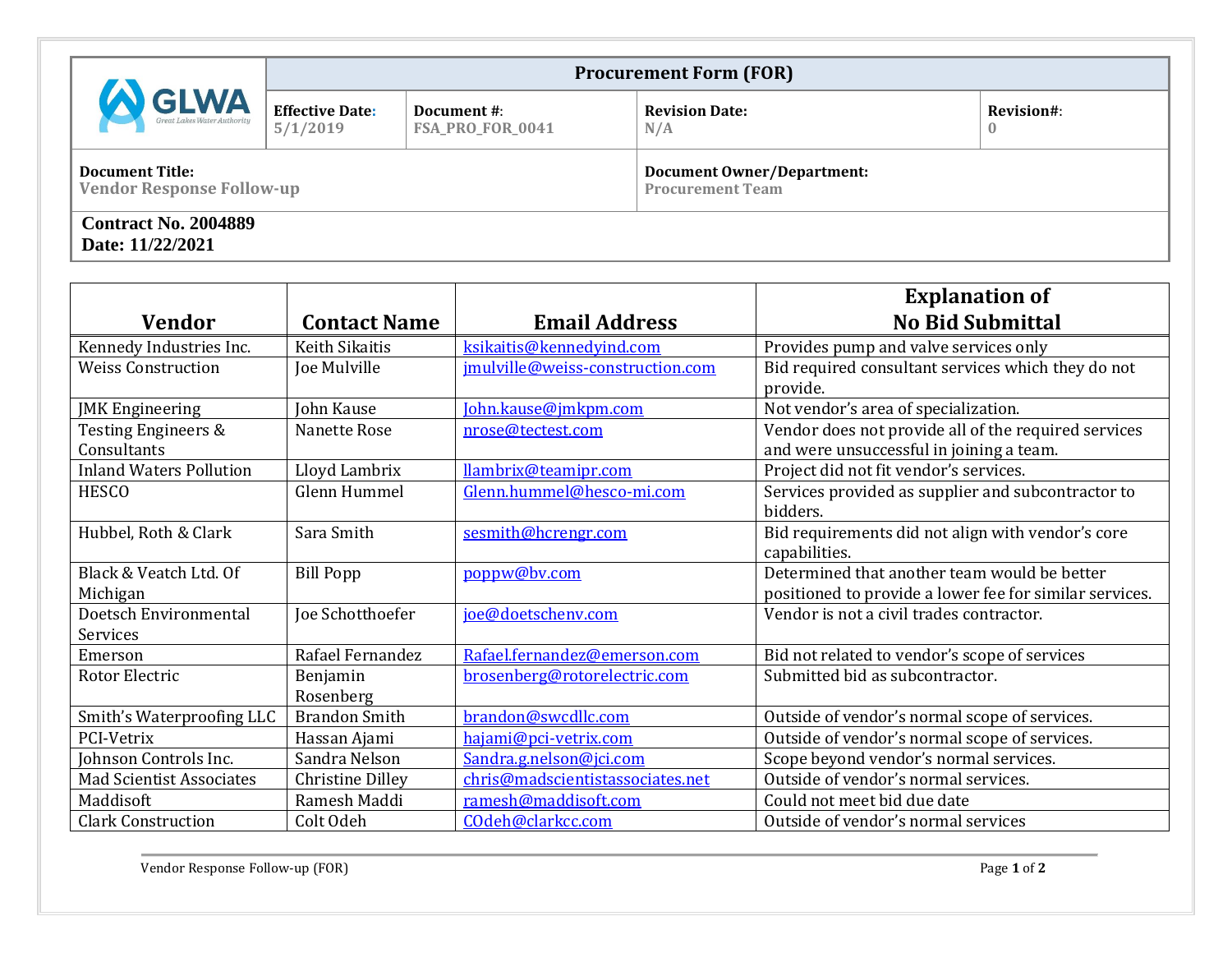| GLWA Great Lakes Water Authority | Procurement Form (FOR) | | | |
|---|---|---|---|---|
| | **Effective Date:** 5/1/2019 | **Document #:** FSA_PRO_FOR_0041 | **Revision Date:** N/A | **Revision#:** 0 |
| **Document Title:** Vendor Response Follow-up | | | **Document Owner/Department:** Procurement Team | |

**Contract No. 2004889**
**Date: 11/22/2021**

| Vendor | Contact Name | Email Address | Explanation of No Bid Submittal |
|---|---|---|---|
| Kennedy Industries Inc. | Keith Sikaitis | ksikaitis@kennedyind.com | Provides pump and valve services only |
| Weiss Construction | Joe Mulville | jmulville@weiss-construction.com | Bid required consultant services which they do not provide. |
| JMK Engineering | John Kause | John.kause@jmkpm.com | Not vendor's area of specialization. |
| Testing Engineers & Consultants | Nanette Rose | nrose@tectest.com | Vendor does not provide all of the required services and were unsuccessful in joining a team. |
| Inland Waters Pollution | Lloyd Lambrix | llambrix@teamipr.com | Project did not fit vendor's services. |
| HESCO | Glenn Hummel | Glenn.hummel@hesco-mi.com | Services provided as supplier and subcontractor to bidders. |
| Hubbel, Roth & Clark | Sara Smith | sesmith@hcrengr.com | Bid requirements did not align with vendor's core capabilities. |
| Black & Veatch Ltd. Of Michigan | Bill Popp | poppw@bv.com | Determined that another team would be better positioned to provide a lower fee for similar services. |
| Doetsch Environmental Services | Joe Schotthoefer | joe@doetschenv.com | Vendor is not a civil trades contractor. |
| Emerson | Rafael Fernandez | Rafael.fernandez@emerson.com | Bid not related to vendor's scope of services |
| Rotor Electric | Benjamin Rosenberg | brosenberg@rotorelectric.com | Submitted bid as subcontractor. |
| Smith's Waterproofing LLC | Brandon Smith | brandon@swcdllc.com | Outside of vendor's normal scope of services. |
| PCI-Vetrix | Hassan Ajami | hajami@pci-vetrix.com | Outside of vendor's normal scope of services. |
| Johnson Controls Inc. | Sandra Nelson | Sandra.g.nelson@jci.com | Scope beyond vendor's normal services. |
| Mad Scientist Associates | Christine Dilley | chris@madscientistassociates.net | Outside of vendor's normal services. |
| Maddisoft | Ramesh Maddi | ramesh@maddisoft.com | Could not meet bid due date |
| Clark Construction | Colt Odeh | COdeh@clarkcc.com | Outside of vendor's normal services |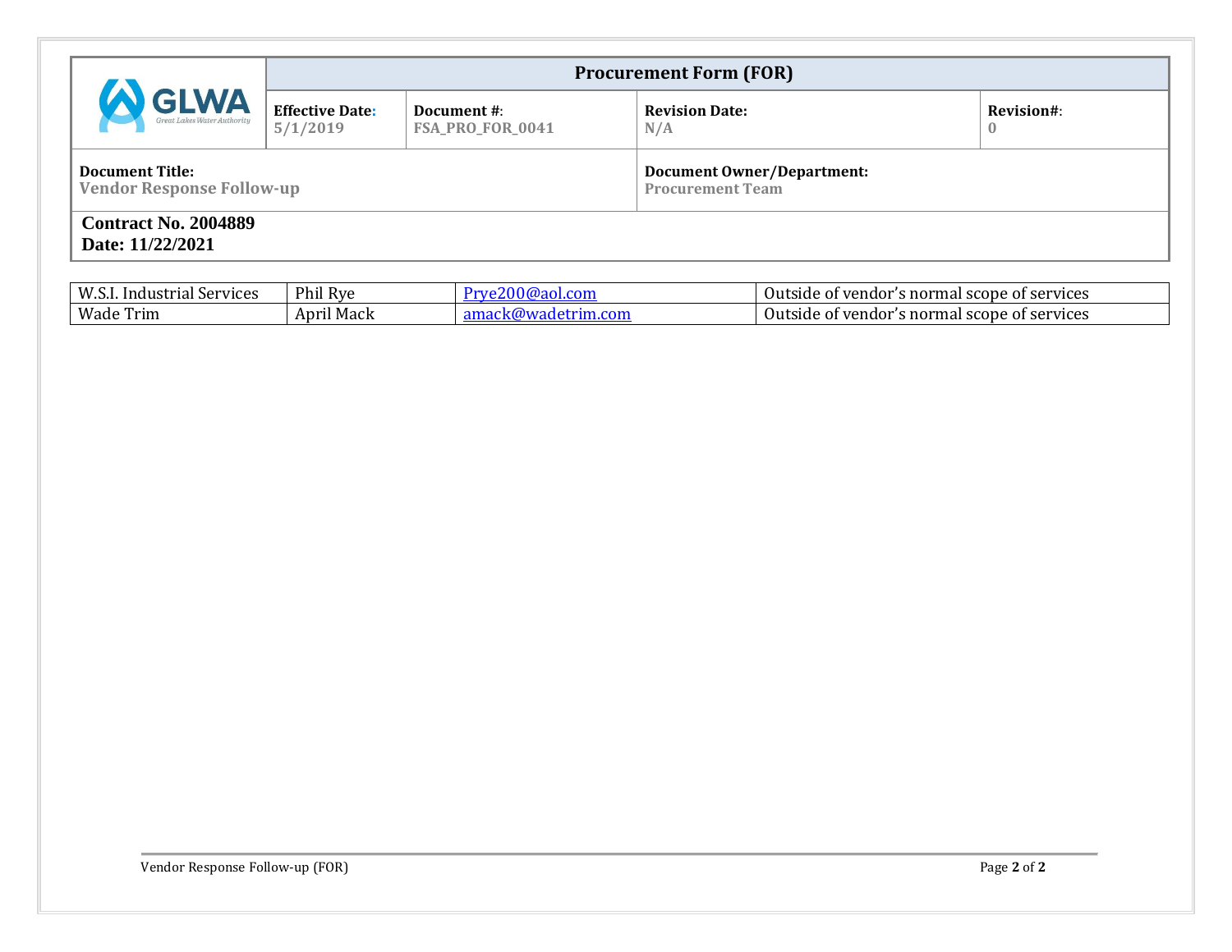| | | | | |
|---|---|---|---|---|
| GLWA Great Lakes Water Authority | **Procurement Form (FOR)** | | | |
| | **Effective Date:** 5/1/2019 | **Document #:** FSA_PRO_FOR_0041 | **Revision Date:** N/A | **Revision#:** 0 |
| **Document Title:** Vendor Response Follow-up | | | **Document Owner/Department:** Procurement Team | |

**Contract No. 2004889**
**Date: 11/22/2021**

| | | | |
|---|---|---|---|
| W.S.I. Industrial Services | Phil Rye | Prye200@aol.com | Outside of vendor's normal scope of services |
| Wade Trim | April Mack | amack@wadetrim.com | Outside of vendor's normal scope of services |